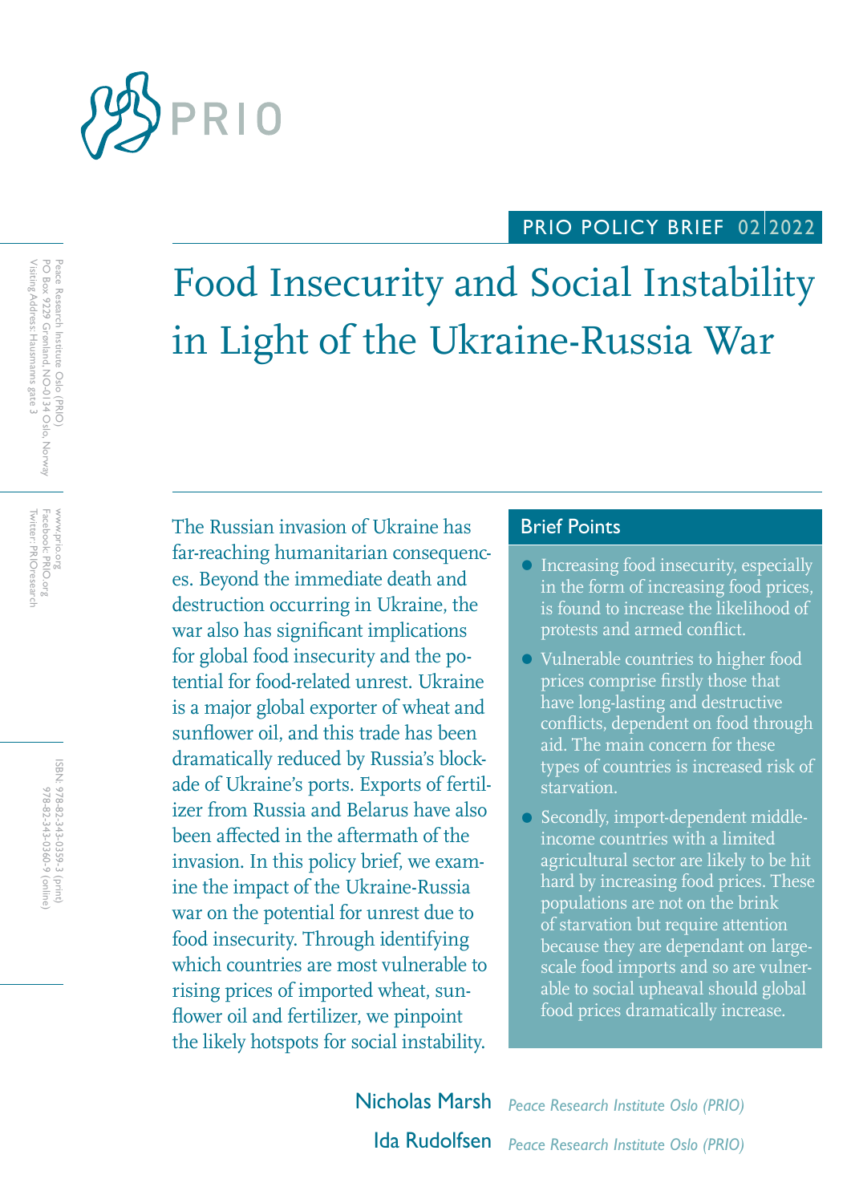PRIO

PRIO POLICY BRIEF 02|2022

# Food Insecurity and Social Instability in Light of the Ukraine-Russia War

Peace Research Institute Oslo (PRIO)
PO Box 9229 Grønland, NO-0134 Oslo, Norway
Visiting Address: Hausmanns gate 3

www.prio.org
Facebook: PRIO.org
Twitter: PRIOresearch

ISBN: 978-82-343-0359-3 (print)
978-82-343-0360-9 (online)

The Russian invasion of Ukraine has far-reaching humanitarian consequences. Beyond the immediate death and destruction occurring in Ukraine, the war also has significant implications for global food insecurity and the potential for food-related unrest. Ukraine is a major global exporter of wheat and sunflower oil, and this trade has been dramatically reduced by Russia's blockade of Ukraine's ports. Exports of fertilizer from Russia and Belarus have also been affected in the aftermath of the invasion. In this policy brief, we examine the impact of the Ukraine-Russia war on the potential for unrest due to food insecurity. Through identifying which countries are most vulnerable to rising prices of imported wheat, sunflower oil and fertilizer, we pinpoint the likely hotspots for social instability.

## Brief Points

- Increasing food insecurity, especially in the form of increasing food prices, is found to increase the likelihood of protests and armed conflict.
- Vulnerable countries to higher food prices comprise firstly those that have long-lasting and destructive conflicts, dependent on food through aid. The main concern for these types of countries is increased risk of starvation.
- Secondly, import-dependent middle-income countries with a limited agricultural sector are likely to be hit hard by increasing food prices. These populations are not on the brink of starvation but require attention because they are dependant on large-scale food imports and so are vulnerable to social upheaval should global food prices dramatically increase.

**Nicholas Marsh** *Peace Research Institute Oslo (PRIO)*

**Ida Rudolfsen** *Peace Research Institute Oslo (PRIO)*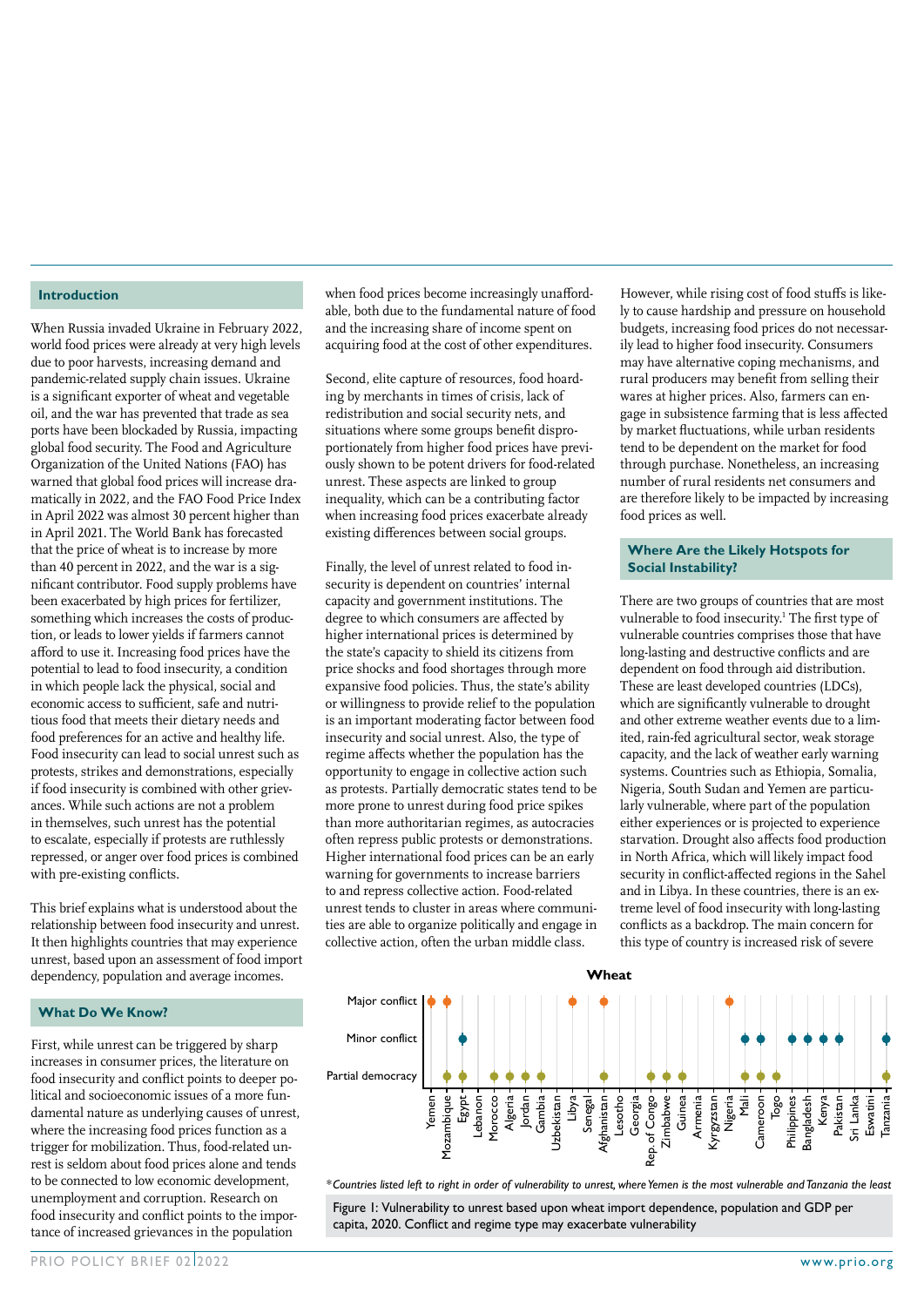## Introduction

When Russia invaded Ukraine in February 2022, world food prices were already at very high levels due to poor harvests, increasing demand and pandemic-related supply chain issues. Ukraine is a significant exporter of wheat and vegetable oil, and the war has prevented that trade as sea ports have been blockaded by Russia, impacting global food security. The Food and Agriculture Organization of the United Nations (FAO) has warned that global food prices will increase dramatically in 2022, and the FAO Food Price Index in April 2022 was almost 30 percent higher than in April 2021. The World Bank has forecasted that the price of wheat is to increase by more than 40 percent in 2022, and the war is a significant contributor. Food supply problems have been exacerbated by high prices for fertilizer, something which increases the costs of production, or leads to lower yields if farmers cannot afford to use it. Increasing food prices have the potential to lead to food insecurity, a condition in which people lack the physical, social and economic access to sufficient, safe and nutritious food that meets their dietary needs and food preferences for an active and healthy life. Food insecurity can lead to social unrest such as protests, strikes and demonstrations, especially if food insecurity is combined with other grievances. While such actions are not a problem in themselves, such unrest has the potential to escalate, especially if protests are ruthlessly repressed, or anger over food prices is combined with pre-existing conflicts.

This brief explains what is understood about the relationship between food insecurity and unrest. It then highlights countries that may experience unrest, based upon an assessment of food import dependency, population and average incomes.

## What Do We Know?

First, while unrest can be triggered by sharp increases in consumer prices, the literature on food insecurity and conflict points to deeper political and socioeconomic issues of a more fundamental nature as underlying causes of unrest, where the increasing food prices function as a trigger for mobilization. Thus, food-related unrest is seldom about food prices alone and tends to be connected to low economic development, unemployment and corruption. Research on food insecurity and conflict points to the importance of increased grievances in the population when food prices become increasingly unaffordable, both due to the fundamental nature of food and the increasing share of income spent on acquiring food at the cost of other expenditures.

Second, elite capture of resources, food hoarding by merchants in times of crisis, lack of redistribution and social security nets, and situations where some groups benefit disproportionately from higher food prices have previously shown to be potent drivers for food-related unrest. These aspects are linked to group inequality, which can be a contributing factor when increasing food prices exacerbate already existing differences between social groups.

Finally, the level of unrest related to food insecurity is dependent on countries' internal capacity and government institutions. The degree to which consumers are affected by higher international prices is determined by the state's capacity to shield its citizens from price shocks and food shortages through more expansive food policies. Thus, the state's ability or willingness to provide relief to the population is an important moderating factor between food insecurity and social unrest. Also, the type of regime affects whether the population has the opportunity to engage in collective action such as protests. Partially democratic states tend to be more prone to unrest during food price spikes than more authoritarian regimes, as autocracies often repress public protests or demonstrations. Higher international food prices can be an early warning for governments to increase barriers to and repress collective action. Food-related unrest tends to cluster in areas where communities are able to organize politically and engage in collective action, often the urban middle class.

However, while rising cost of food stuffs is likely to cause hardship and pressure on household budgets, increasing food prices do not necessarily lead to higher food insecurity. Consumers may have alternative coping mechanisms, and rural producers may benefit from selling their wares at higher prices. Also, farmers can engage in subsistence farming that is less affected by market fluctuations, while urban residents tend to be dependent on the market for food through purchase. Nonetheless, an increasing number of rural residents net consumers and are therefore likely to be impacted by increasing food prices as well.

## Where Are the Likely Hotspots for Social Instability?

There are two groups of countries that are most vulnerable to food insecurity.[1] The first type of vulnerable countries comprises those that have long-lasting and destructive conflicts and are dependent on food through aid distribution. These are least developed countries (LDCs), which are significantly vulnerable to drought and other extreme weather events due to a limited, rain-fed agricultural sector, weak storage capacity, and the lack of weather early warning systems. Countries such as Ethiopia, Somalia, Nigeria, South Sudan and Yemen are particularly vulnerable, where part of the population either experiences or is projected to experience starvation. Drought also affects food production in North Africa, which will likely impact food security in conflict-affected regions in the Sahel and in Libya. In these countries, there is an extreme level of food insecurity with long-lasting conflicts as a backdrop. The main concern for this type of country is increased risk of severe

**Wheat**

| Country | Major conflict | Minor conflict | Partial democracy |
|---|---|---|---|
| Yemen | ● | | |
| Mozambique | ● | | ● |
| Egypt | | ● | ● |
| Lebanon | | | |
| Morocco | | | ● |
| Algeria | | | ● |
| Jordan | | | ● |
| Gambia | | | ● |
| Uzbekistan | | | |
| Libya | ● | | |
| Senegal | | | |
| Afghanistan | ● | | ● |
| Lesotho | | | |
| Georgia | | | |
| Rep. of Congo | | | ● |
| Zimbabwe | | | ● |
| Guinea | | | ● |
| Armenia | | | |
| Kyrgyzstan | | | |
| Nigeria | ● | | |
| Mali | | ● | ● |
| Cameroon | | ● | ● |
| Togo | | | ● |
| Philippines | | ● | |
| Bangladesh | | ● | |
| Kenya | | ● | |
| Pakistan | | ● | |
| Sri Lanka | | | |
| Eswatini | | | |
| Tanzania | | ● | ● |

*\*Countries listed left to right in order of vulnerability to unrest, where Yemen is the most vulnerable and Tanzania the least*

Figure 1: Vulnerability to unrest based upon wheat import dependence, population and GDP per capita, 2020. Conflict and regime type may exacerbate vulnerability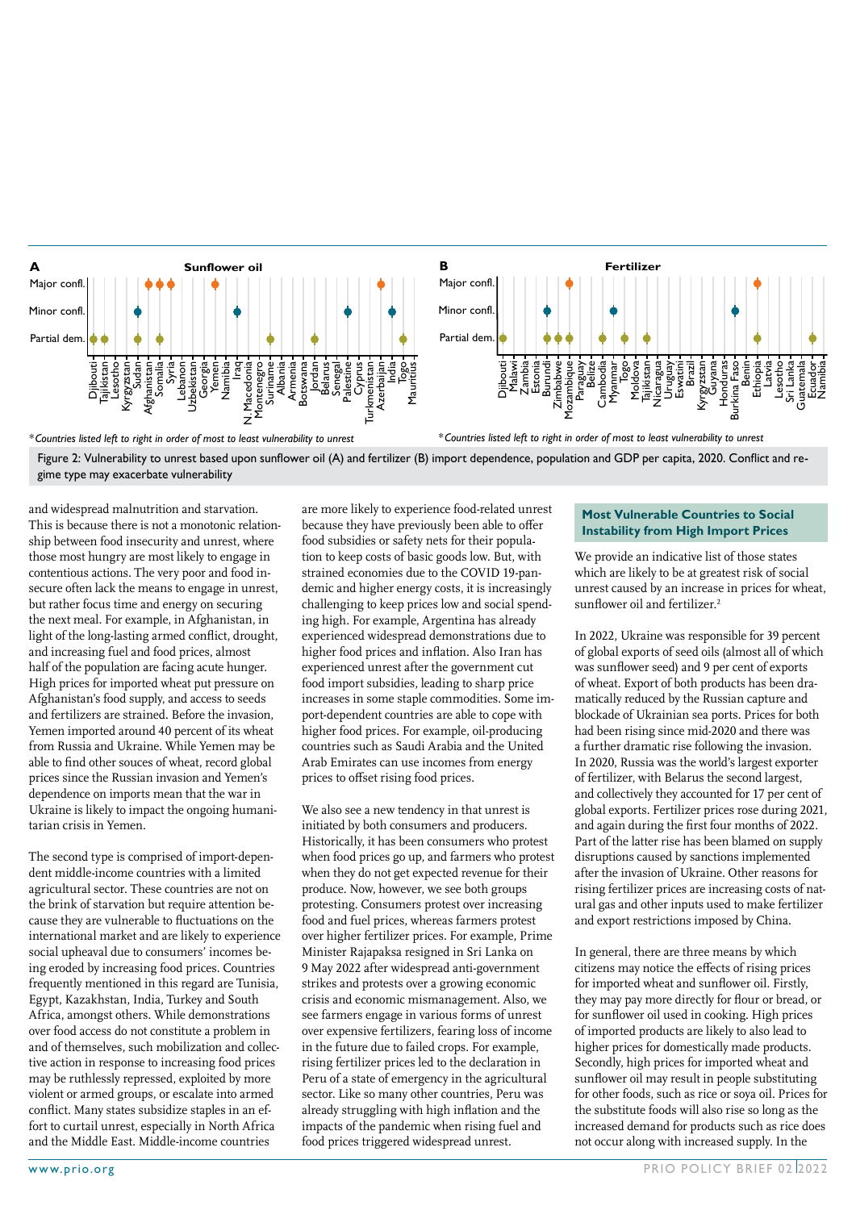**A** **Sunflower oil**

**B** **Fertilizer**

*Countries listed left to right in order of most to least vulnerability to unrest

*Countries listed left to right in order of most to least vulnerability to unrest

Figure 2: Vulnerability to unrest based upon sunflower oil (A) and fertilizer (B) import dependence, population and GDP per capita, 2020. Conflict and regime type may exacerbate vulnerability

and widespread malnutrition and starvation. This is because there is not a monotonic relationship between food insecurity and unrest, where those most hungry are most likely to engage in contentious actions. The very poor and food insecure often lack the means to engage in unrest, but rather focus time and energy on securing the next meal. For example, in Afghanistan, in light of the long-lasting armed conflict, drought, and increasing fuel and food prices, almost half of the population are facing acute hunger. High prices for imported wheat put pressure on Afghanistan's food supply, and access to seeds and fertilizers are strained. Before the invasion, Yemen imported around 40 percent of its wheat from Russia and Ukraine. While Yemen may be able to find other souces of wheat, record global prices since the Russian invasion and Yemen's dependence on imports mean that the war in Ukraine is likely to impact the ongoing humanitarian crisis in Yemen.

The second type is comprised of import-dependent middle-income countries with a limited agricultural sector. These countries are not on the brink of starvation but require attention because they are vulnerable to fluctuations on the international market and are likely to experience social upheaval due to consumers' incomes being eroded by increasing food prices. Countries frequently mentioned in this regard are Tunisia, Egypt, Kazakhstan, India, Turkey and South Africa, amongst others. While demonstrations over food access do not constitute a problem in and of themselves, such mobilization and collective action in response to increasing food prices may be ruthlessly repressed, exploited by more violent or armed groups, or escalate into armed conflict. Many states subsidize staples in an effort to curtail unrest, especially in North Africa and the Middle East. Middle-income countries are more likely to experience food-related unrest because they have previously been able to offer food subsidies or safety nets for their population to keep costs of basic goods low. But, with strained economies due to the COVID 19-pandemic and higher energy costs, it is increasingly challenging to keep prices low and social spending high. For example, Argentina has already experienced widespread demonstrations due to higher food prices and inflation. Also Iran has experienced unrest after the government cut food import subsidies, leading to sharp price increases in some staple commodities. Some import-dependent countries are able to cope with higher food prices. For example, oil-producing countries such as Saudi Arabia and the United Arab Emirates can use incomes from energy prices to offset rising food prices.

We also see a new tendency in that unrest is initiated by both consumers and producers. Historically, it has been consumers who protest when food prices go up, and farmers who protest when they do not get expected revenue for their produce. Now, however, we see both groups protesting. Consumers protest over increasing food and fuel prices, whereas farmers protest over higher fertilizer prices. For example, Prime Minister Rajapaksa resigned in Sri Lanka on 9 May 2022 after widespread anti-government strikes and protests over a growing economic crisis and economic mismanagement. Also, we see farmers engage in various forms of unrest over expensive fertilizers, fearing loss of income in the future due to failed crops. For example, rising fertilizer prices led to the declaration in Peru of a state of emergency in the agricultural sector. Like so many other countries, Peru was already struggling with high inflation and the impacts of the pandemic when rising fuel and food prices triggered widespread unrest.

## Most Vulnerable Countries to Social Instability from High Import Prices

We provide an indicative list of those states which are likely to be at greatest risk of social unrest caused by an increase in prices for wheat, sunflower oil and fertilizer.[2]

In 2022, Ukraine was responsible for 39 percent of global exports of seed oils (almost all of which was sunflower seed) and 9 per cent of exports of wheat. Export of both products has been dramatically reduced by the Russian capture and blockade of Ukrainian sea ports. Prices for both had been rising since mid-2020 and there was a further dramatic rise following the invasion. In 2020, Russia was the world's largest exporter of fertilizer, with Belarus the second largest, and collectively they accounted for 17 per cent of global exports. Fertilizer prices rose during 2021, and again during the first four months of 2022. Part of the latter rise has been blamed on supply disruptions caused by sanctions implemented after the invasion of Ukraine. Other reasons for rising fertilizer prices are increasing costs of natural gas and other inputs used to make fertilizer and export restrictions imposed by China.

In general, there are three means by which citizens may notice the effects of rising prices for imported wheat and sunflower oil. Firstly, they may pay more directly for flour or bread, or for sunflower oil used in cooking. High prices of imported products are likely to also lead to higher prices for domestically made products. Secondly, high prices for imported wheat and sunflower oil may result in people substituting for other foods, such as rice or soya oil. Prices for the substitute foods will also rise so long as the increased demand for products such as rice does not occur along with increased supply. In the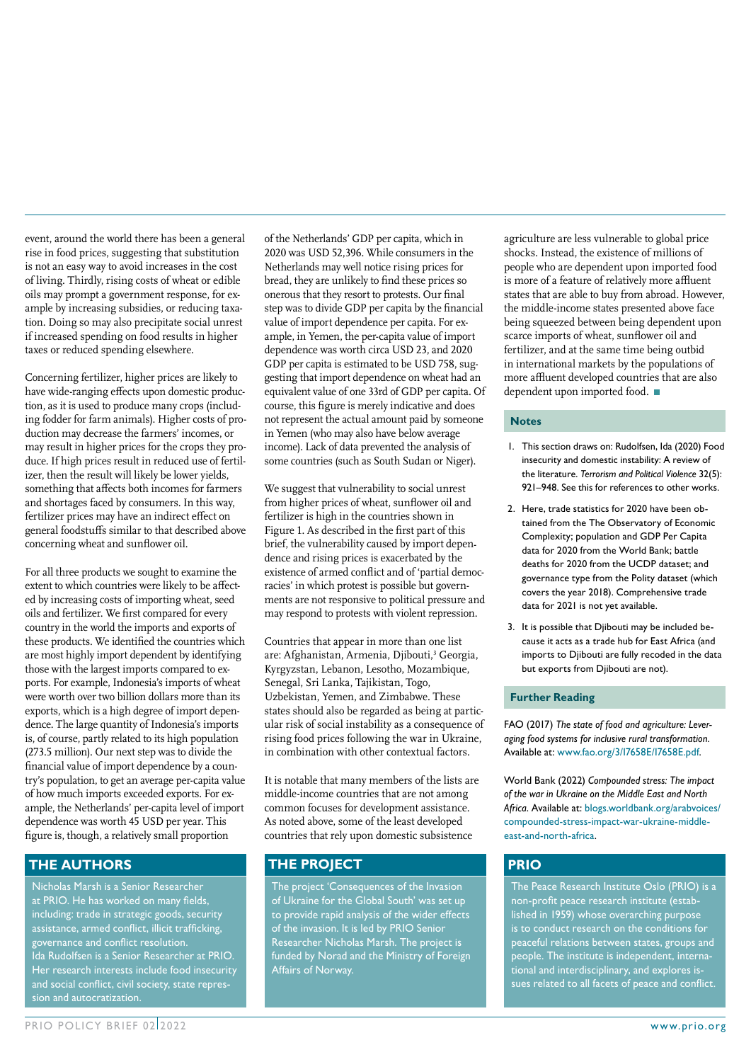event, around the world there has been a general rise in food prices, suggesting that substitution is not an easy way to avoid increases in the cost of living. Thirdly, rising costs of wheat or edible oils may prompt a government response, for example by increasing subsidies, or reducing taxation. Doing so may also precipitate social unrest if increased spending on food results in higher taxes or reduced spending elsewhere.

Concerning fertilizer, higher prices are likely to have wide-ranging effects upon domestic production, as it is used to produce many crops (including fodder for farm animals). Higher costs of production may decrease the farmers' incomes, or may result in higher prices for the crops they produce. If high prices result in reduced use of fertilizer, then the result will likely be lower yields, something that affects both incomes for farmers and shortages faced by consumers. In this way, fertilizer prices may have an indirect effect on general foodstuffs similar to that described above concerning wheat and sunflower oil.

For all three products we sought to examine the extent to which countries were likely to be affected by increasing costs of importing wheat, seed oils and fertilizer. We first compared for every country in the world the imports and exports of these products. We identified the countries which are most highly import dependent by identifying those with the largest imports compared to exports. For example, Indonesia's imports of wheat were worth over two billion dollars more than its exports, which is a high degree of import dependence. The large quantity of Indonesia's imports is, of course, partly related to its high population (273.5 million). Our next step was to divide the financial value of import dependence by a country's population, to get an average per-capita value of how much imports exceeded exports. For example, the Netherlands' per-capita level of import dependence was worth 45 USD per year. This figure is, though, a relatively small proportion of the Netherlands' GDP per capita, which in 2020 was USD 52,396. While consumers in the Netherlands may well notice rising prices for bread, they are unlikely to find these prices so onerous that they resort to protests. Our final step was to divide GDP per capita by the financial value of import dependence per capita. For example, in Yemen, the per-capita value of import dependence was worth circa USD 23, and 2020 GDP per capita is estimated to be USD 758, suggesting that import dependence on wheat had an equivalent value of one 33rd of GDP per capita. Of course, this figure is merely indicative and does not represent the actual amount paid by someone in Yemen (who may also have below average income). Lack of data prevented the analysis of some countries (such as South Sudan or Niger).

We suggest that vulnerability to social unrest from higher prices of wheat, sunflower oil and fertilizer is high in the countries shown in Figure 1. As described in the first part of this brief, the vulnerability caused by import dependence and rising prices is exacerbated by the existence of armed conflict and of 'partial democracies' in which protest is possible but governments are not responsive to political pressure and may respond to protests with violent repression.

Countries that appear in more than one list are: Afghanistan, Armenia, Djibouti,[3] Georgia, Kyrgyzstan, Lebanon, Lesotho, Mozambique, Senegal, Sri Lanka, Tajikistan, Togo, Uzbekistan, Yemen, and Zimbabwe. These states should also be regarded as being at particular risk of social instability as a consequence of rising food prices following the war in Ukraine, in combination with other contextual factors.

It is notable that many members of the lists are middle-income countries that are not among common focuses for development assistance. As noted above, some of the least developed countries that rely upon domestic subsistence agriculture are less vulnerable to global price shocks. Instead, the existence of millions of people who are dependent upon imported food is more of a feature of relatively more affluent states that are able to buy from abroad. However, the middle-income states presented above face being squeezed between being dependent upon scarce imports of wheat, sunflower oil and fertilizer, and at the same time being outbid in international markets by the populations of more affluent developed countries that are also dependent upon imported food. ■

### Notes

1. This section draws on: Rudolfsen, Ida (2020) Food insecurity and domestic instability: A review of the literature. *Terrorism and Political Violence* 32(5): 921–948. See this for references to other works.
2. Here, trade statistics for 2020 have been obtained from the The Observatory of Economic Complexity; population and GDP Per Capita data for 2020 from the World Bank; battle deaths for 2020 from the UCDP dataset; and governance type from the Polity dataset (which covers the year 2018). Comprehensive trade data for 2021 is not yet available.
3. It is possible that Djibouti may be included because it acts as a trade hub for East Africa (and imports to Djibouti are fully recoded in the data but exports from Djibouti are not).

### Further Reading

FAO (2017) *The state of food and agriculture: Leveraging food systems for inclusive rural transformation.* Available at: www.fao.org/3/I7658E/I7658E.pdf.

World Bank (2022) *Compounded stress: The impact of the war in Ukraine on the Middle East and North Africa.* Available at: blogs.worldbank.org/arabvoices/compounded-stress-impact-war-ukraine-middle-east-and-north-africa.

## THE AUTHORS

Nicholas Marsh is a Senior Researcher at PRIO. He has worked on many fields, including: trade in strategic goods, security assistance, armed conflict, illicit trafficking, governance and conflict resolution.
Ida Rudolfsen is a Senior Researcher at PRIO. Her research interests include food insecurity and social conflict, civil society, state repression and autocratization.

## THE PROJECT

The project 'Consequences of the Invasion of Ukraine for the Global South' was set up to provide rapid analysis of the wider effects of the invasion. It is led by PRIO Senior Researcher Nicholas Marsh. The project is funded by Norad and the Ministry of Foreign Affairs of Norway.

## PRIO

The Peace Research Institute Oslo (PRIO) is a non-profit peace research institute (established in 1959) whose overarching purpose is to conduct research on the conditions for peaceful relations between states, groups and people. The institute is independent, international and interdisciplinary, and explores issues related to all facets of peace and conflict.